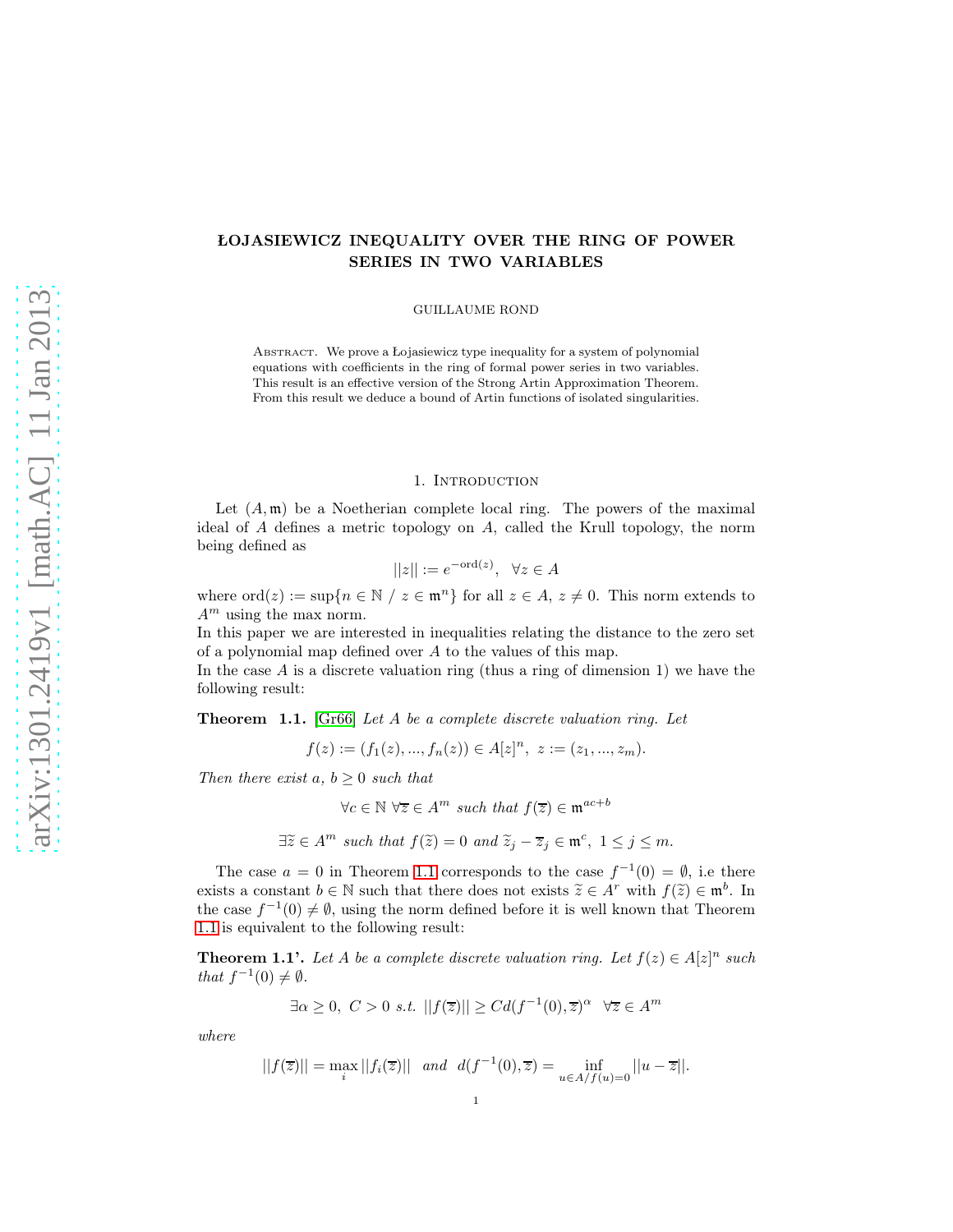# ŁOJASIEWICZ INEQUALITY OVER THE RING OF POWER SERIES IN TWO VARIABLES

GUILLAUME ROND

Abstract. We prove a Łojasiewicz type inequality for a system of polynomial equations with coefficients in the ring of formal power series in two variables. This result is an effective version of the Strong Artin Approximation Theorem. From this result we deduce a bound of Artin functions of isolated singularities.

## 1. Introduction

Let $(A, \mathfrak{m})$ be a Noetherian complete local ring. The powers of the maximal ideal of $A$ defines a metric topology on $A$, called the Krull topology, the norm being defined as

$$||z|| := e^{-\text{ord}(z)}, \quad \forall z \in A$$

where $\text{ord}(z) := \sup\{n \in \mathbb{N} \ / \ z \in \mathfrak{m}^n\}$ for all $z \in A$, $z \neq 0$. This norm extends to $A^m$ using the max norm.
In this paper we are interested in inequalities relating the distance to the zero set of a polynomial map defined over $A$ to the values of this map.
In the case $A$ is a discrete valuation ring (thus a ring of dimension 1) we have the following result:

**Theorem 1.1.** [Gr66] *Let $A$ be a complete discrete valuation ring. Let*

$$f(z) := (f_1(z), ..., f_n(z)) \in A[z]^n, \ z := (z_1, ..., z_m).$$

*Then there exist $a$, $b \geq 0$ such that*

$$\forall c \in \mathbb{N} \ \forall \overline{z} \in A^m \ \textit{such that} \ f(\overline{z}) \in \mathfrak{m}^{ac+b}$$

$$\exists \widetilde{z} \in A^m \ \textit{such that} \ f(\widetilde{z}) = 0 \ \textit{and} \ \widetilde{z}_j - \overline{z}_j \in \mathfrak{m}^c, \ 1 \leq j \leq m.$$

The case $a = 0$ in Theorem 1.1 corresponds to the case $f^{-1}(0) = \emptyset$, i.e there exists a constant $b \in \mathbb{N}$ such that there does not exists $\widetilde{z} \in A^r$ with $f(\widetilde{z}) \in \mathfrak{m}^b$. In the case $f^{-1}(0) \neq \emptyset$, using the norm defined before it is well known that Theorem 1.1 is equivalent to the following result:

**Theorem 1.1'.** *Let $A$ be a complete discrete valuation ring. Let $f(z) \in A[z]^n$ such that $f^{-1}(0) \neq \emptyset$.*

$$\exists \alpha \geq 0, \ C > 0 \ s.t. \ ||f(\overline{z})|| \geq Cd(f^{-1}(0), \overline{z})^\alpha \quad \forall \overline{z} \in A^m$$

*where*

$$||f(\overline{z})|| = \max_i ||f_i(\overline{z})|| \quad \textit{and} \quad d(f^{-1}(0), \overline{z}) = \inf_{u \in A/f(u)=0} ||u - \overline{z}||.$$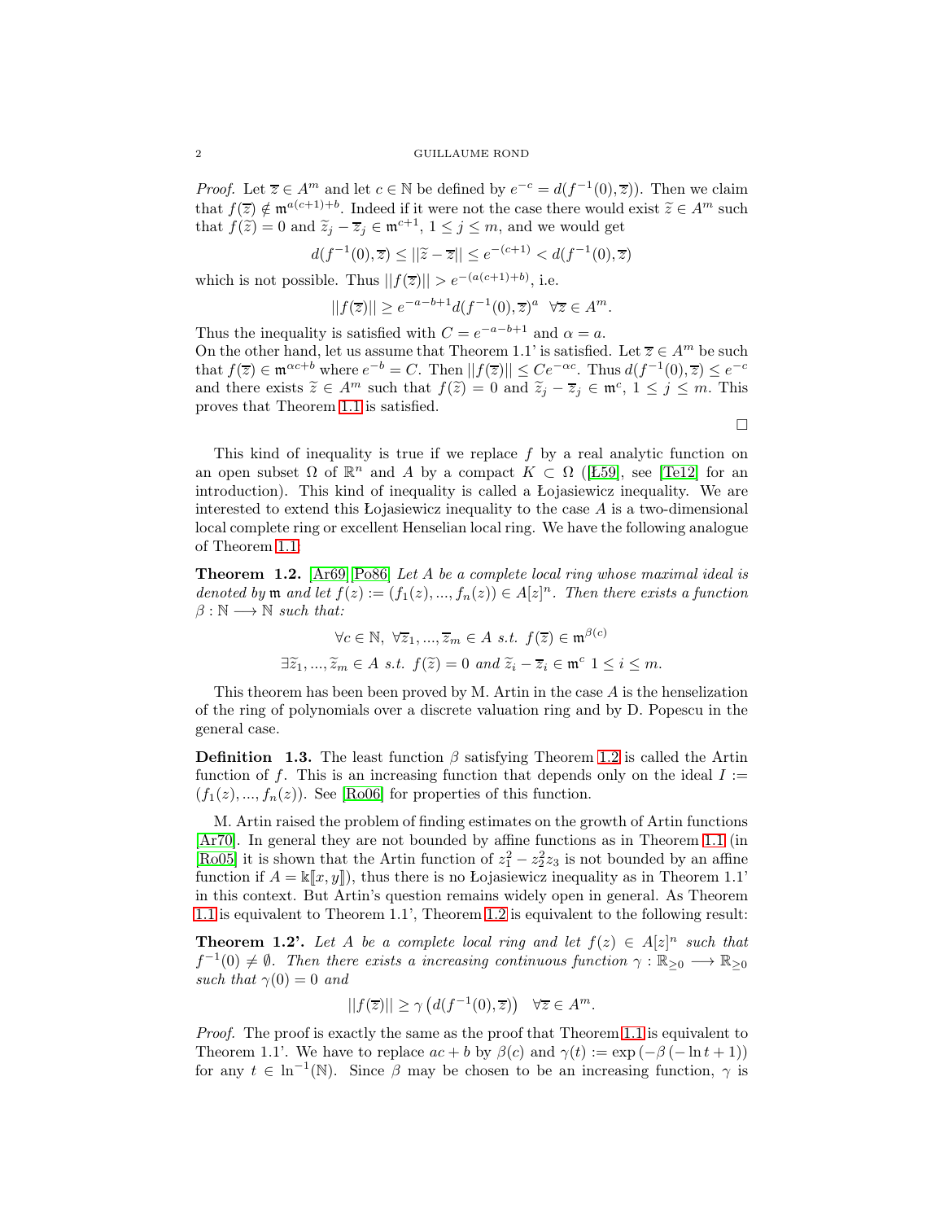*Proof.* Let $\overline{z} \in A^m$ and let $c \in \mathbb{N}$ be defined by $e^{-c} = d(f^{-1}(0), \overline{z})$. Then we claim that $f(\overline{z}) \notin \mathfrak{m}^{a(c+1)+b}$. Indeed if it were not the case there would exist $\widetilde{z} \in A^m$ such that $f(\widetilde{z}) = 0$ and $\widetilde{z}_j - \overline{z}_j \in \mathfrak{m}^{c+1}$, $1 \leq j \leq m$, and we would get

$$d(f^{-1}(0), \overline{z}) \leq ||\widetilde{z} - \overline{z}|| \leq e^{-(c+1)} < d(f^{-1}(0), \overline{z})$$

which is not possible. Thus $||f(\overline{z})|| > e^{-(a(c+1)+b)}$, i.e.

$$||f(\overline{z})|| \geq e^{-a-b+1} d(f^{-1}(0), \overline{z})^a \quad \forall \overline{z} \in A^m.$$

Thus the inequality is satisfied with $C = e^{-a-b+1}$ and $\alpha = a$.
On the other hand, let us assume that Theorem 1.1' is satisfied. Let $\overline{z} \in A^m$ be such that $f(\overline{z}) \in \mathfrak{m}^{\alpha c+b}$ where $e^{-b} = C$. Then $||f(\overline{z})|| \leq Ce^{-\alpha c}$. Thus $d(f^{-1}(0), \overline{z}) \leq e^{-c}$ and there exists $\widetilde{z} \in A^m$ such that $f(\widetilde{z}) = 0$ and $\widetilde{z}_j - \overline{z}_j \in \mathfrak{m}^c$, $1 \leq j \leq m$. This proves that Theorem 1.1 is satisfied.

□

This kind of inequality is true if we replace $f$ by a real analytic function on an open subset $\Omega$ of $\mathbb{R}^n$ and $A$ by a compact $K \subset \Omega$ ([Ł59], see [Te12] for an introduction). This kind of inequality is called a Łojasiewicz inequality. We are interested to extend this Łojasiewicz inequality to the case $A$ is a two-dimensional local complete ring or excellent Henselian local ring. We have the following analogue of Theorem 1.1:

**Theorem 1.2.** [Ar69] [Po86] *Let $A$ be a complete local ring whose maximal ideal is denoted by $\mathfrak{m}$ and let $f(z) := (f_1(z), ..., f_n(z)) \in A[z]^n$. Then there exists a function $\beta : \mathbb{N} \longrightarrow \mathbb{N}$ such that:*

$$\forall c \in \mathbb{N},\ \forall \overline{z}_1, ..., \overline{z}_m \in A \ s.t.\ f(\overline{z}) \in \mathfrak{m}^{\beta(c)}$$

$$\exists \widetilde{z}_1, ..., \widetilde{z}_m \in A \ s.t.\ f(\widetilde{z}) = 0 \text{ and } \widetilde{z}_i - \overline{z}_i \in \mathfrak{m}^c \ 1 \leq i \leq m.$$

This theorem has been been proved by M. Artin in the case $A$ is the henselization of the ring of polynomials over a discrete valuation ring and by D. Popescu in the general case.

**Definition 1.3.** The least function $\beta$ satisfying Theorem 1.2 is called the Artin function of $f$. This is an increasing function that depends only on the ideal $I := (f_1(z), ..., f_n(z))$. See [Ro06] for properties of this function.

M. Artin raised the problem of finding estimates on the growth of Artin functions [Ar70]. In general they are not bounded by affine functions as in Theorem 1.1 (in [Ro05] it is shown that the Artin function of $z_1^2 - z_2^2 z_3$ is not bounded by an affine function if $A = \Bbbk[\![x, y]\!]$), thus there is no Łojasiewicz inequality as in Theorem 1.1' in this context. But Artin's question remains widely open in general. As Theorem 1.1 is equivalent to Theorem 1.1', Theorem 1.2 is equivalent to the following result:

**Theorem 1.2'.** *Let $A$ be a complete local ring and let $f(z) \in A[z]^n$ such that $f^{-1}(0) \neq \emptyset$. Then there exists a increasing continuous function $\gamma : \mathbb{R}_{\geq 0} \longrightarrow \mathbb{R}_{\geq 0}$ such that $\gamma(0) = 0$ and*

$$||f(\overline{z})|| \geq \gamma\left(d(f^{-1}(0), \overline{z})\right) \quad \forall \overline{z} \in A^m.$$

*Proof.* The proof is exactly the same as the proof that Theorem 1.1 is equivalent to Theorem 1.1'. We have to replace $ac + b$ by $\beta(c)$ and $\gamma(t) := \exp\left(-\beta\left(-\ln t + 1\right)\right)$ for any $t \in \ln^{-1}(\mathbb{N})$. Since $\beta$ may be chosen to be an increasing function, $\gamma$ is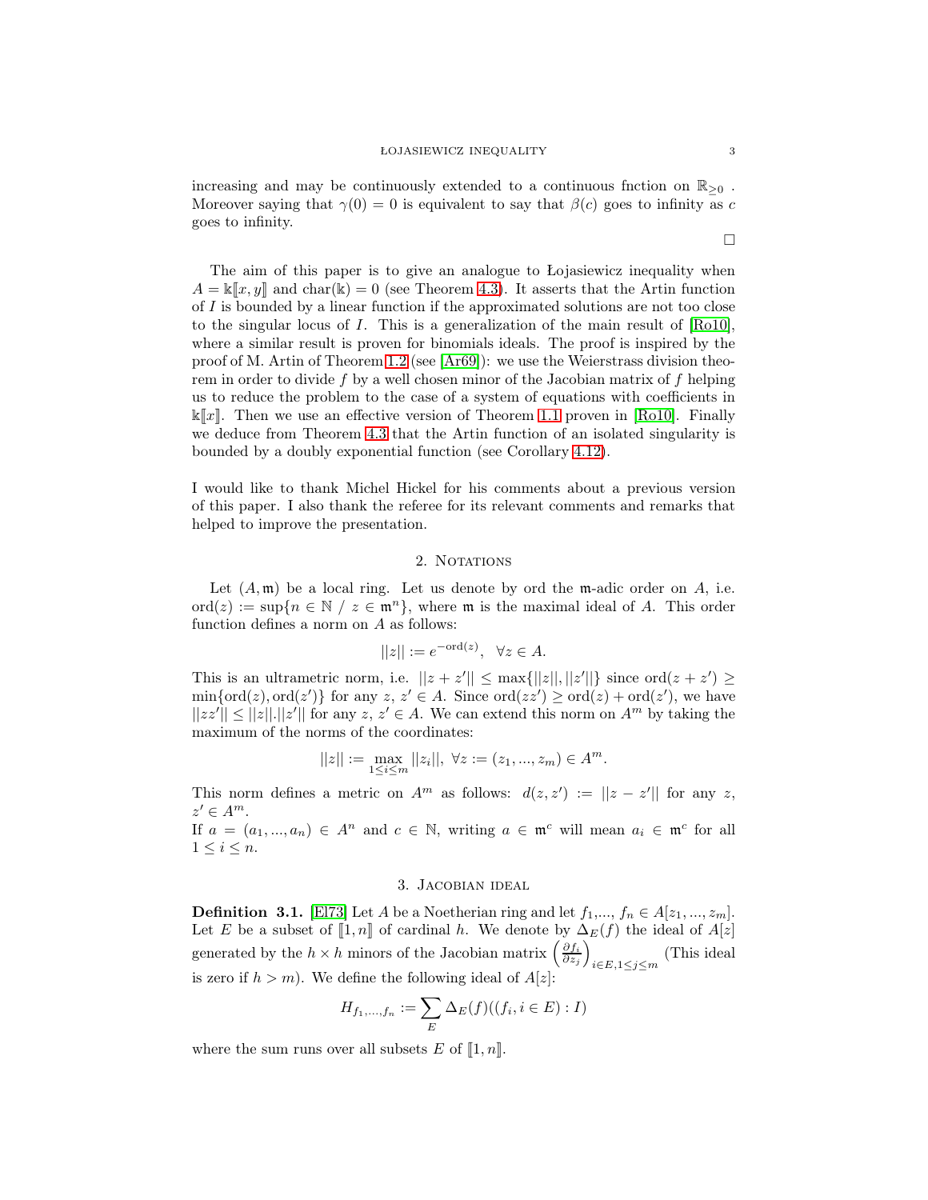increasing and may be continuously extended to a continuous fnction on $\mathbb{R}_{\geq 0}$ . Moreover saying that $\gamma(0) = 0$ is equivalent to say that $\beta(c)$ goes to infinity as $c$ goes to infinity.

□

The aim of this paper is to give an analogue to Łojasiewicz inequality when $A = \Bbbk[\![x, y]\!]$ and $\mathrm{char}(\Bbbk) = 0$ (see Theorem 4.3). It asserts that the Artin function of $I$ is bounded by a linear function if the approximated solutions are not too close to the singular locus of $I$. This is a generalization of the main result of [Ro10], where a similar result is proven for binomials ideals. The proof is inspired by the proof of M. Artin of Theorem 1.2 (see [Ar69]): we use the Weierstrass division theorem in order to divide $f$ by a well chosen minor of the Jacobian matrix of $f$ helping us to reduce the problem to the case of a system of equations with coefficients in $\Bbbk[\![x]\!]$. Then we use an effective version of Theorem 1.1 proven in [Ro10]. Finally we deduce from Theorem 4.3 that the Artin function of an isolated singularity is bounded by a doubly exponential function (see Corollary 4.12).

I would like to thank Michel Hickel for his comments about a previous version of this paper. I also thank the referee for its relevant comments and remarks that helped to improve the presentation.

## 2. Notations

Let $(A, \mathfrak{m})$ be a local ring. Let us denote by ord the $\mathfrak{m}$-adic order on $A$, i.e. $\mathrm{ord}(z) := \sup\{n \in \mathbb{N} \ / \ z \in \mathfrak{m}^n\}$, where $\mathfrak{m}$ is the maximal ideal of $A$. This order function defines a norm on $A$ as follows:

$$||z|| := e^{-\mathrm{ord}(z)}, \quad \forall z \in A.$$

This is an ultrametric norm, i.e. $||z + z'|| \leq \max\{||z||, ||z'||\}$ since $\mathrm{ord}(z + z') \geq \min\{\mathrm{ord}(z), \mathrm{ord}(z')\}$ for any $z$, $z' \in A$. Since $\mathrm{ord}(zz') \geq \mathrm{ord}(z) + \mathrm{ord}(z')$, we have $||zz'|| \leq ||z||.||z'||$ for any $z$, $z' \in A$. We can extend this norm on $A^m$ by taking the maximum of the norms of the coordinates:

$$||z|| := \max_{1 \leq i \leq m} ||z_i||, \ \forall z := (z_1, ..., z_m) \in A^m.$$

This norm defines a metric on $A^m$ as follows: $d(z, z') := ||z - z'||$ for any $z$, $z' \in A^m$.
If $a = (a_1, ..., a_n) \in A^n$ and $c \in \mathbb{N}$, writing $a \in \mathfrak{m}^c$ will mean $a_i \in \mathfrak{m}^c$ for all $1 \leq i \leq n$.

## 3. Jacobian ideal

**Definition 3.1.** [El73] Let $A$ be a Noetherian ring and let $f_1$,..., $f_n \in A[z_1, ..., z_m]$. Let $E$ be a subset of $[\![1, n]\!]$ of cardinal $h$. We denote by $\Delta_E(f)$ the ideal of $A[z]$ generated by the $h \times h$ minors of the Jacobian matrix $\left(\frac{\partial f_i}{\partial z_j}\right)_{i \in E, 1 \leq j \leq m}$ (This ideal is zero if $h > m$). We define the following ideal of $A[z]$:

$$H_{f_1,...,f_n} := \sum_E \Delta_E(f)((f_i, i \in E) : I)$$

where the sum runs over all subsets $E$ of $[\![1, n]\!]$.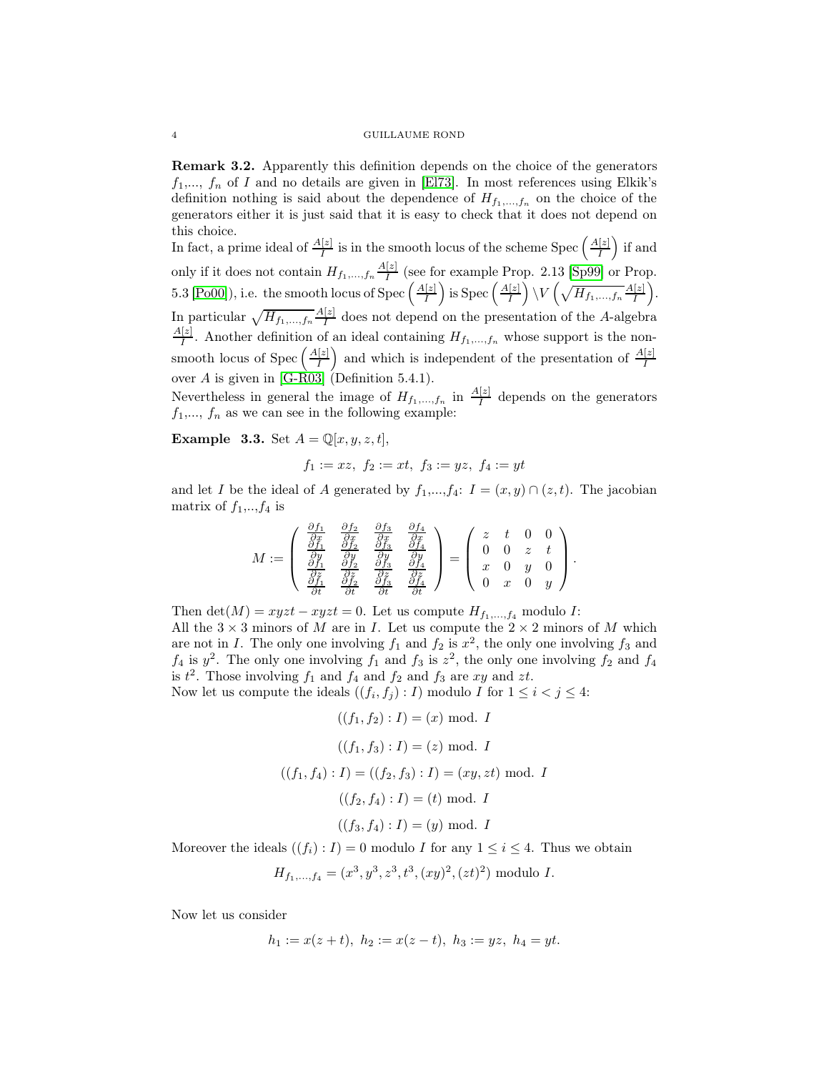**Remark 3.2.** Apparently this definition depends on the choice of the generators $f_1$,..., $f_n$ of $I$ and no details are given in [El73]. In most references using Elkik's definition nothing is said about the dependence of $H_{f_1,...,f_n}$ on the choice of the generators either it is just said that it is easy to check that it does not depend on this choice.

In fact, a prime ideal of $\frac{A[z]}{I}$ is in the smooth locus of the scheme $\text{Spec}\left(\frac{A[z]}{I}\right)$ if and only if it does not contain $H_{f_1,...,f_n}\frac{A[z]}{I}$ (see for example Prop. 2.13 [Sp99] or Prop. 5.3 [Po00]), i.e. the smooth locus of $\text{Spec}\left(\frac{A[z]}{I}\right)$ is $\text{Spec}\left(\frac{A[z]}{I}\right)\setminus V\left(\sqrt{H_{f_1,...,f_n}\frac{A[z]}{I}}\right)$. In particular $\sqrt{H_{f_1,...,f_n}\frac{A[z]}{I}}$ does not depend on the presentation of the $A$-algebra $\frac{A[z]}{I}$. Another definition of an ideal containing $H_{f_1,...,f_n}$ whose support is the non-smooth locus of $\text{Spec}\left(\frac{A[z]}{I}\right)$ and which is independent of the presentation of $\frac{A[z]}{I}$ over $A$ is given in [G-R03] (Definition 5.4.1).

Nevertheless in general the image of $H_{f_1,...,f_n}$ in $\frac{A[z]}{I}$ depends on the generators $f_1$,..., $f_n$ as we can see in the following example:

**Example 3.3.** Set $A = \mathbb{Q}[x, y, z, t]$,

$$f_1 := xz,\ f_2 := xt,\ f_3 := yz,\ f_4 := yt$$

and let $I$ be the ideal of $A$ generated by $f_1$,...,$f_4$: $I = (x, y) \cap (z, t)$. The jacobian matrix of $f_1$,..,$f_4$ is

$$M := \begin{pmatrix} \frac{\partial f_1}{\partial x} & \frac{\partial f_2}{\partial x} & \frac{\partial f_3}{\partial x} & \frac{\partial f_4}{\partial x} \\ \frac{\partial f_1}{\partial y} & \frac{\partial f_2}{\partial y} & \frac{\partial f_3}{\partial y} & \frac{\partial f_4}{\partial y} \\ \frac{\partial f_1}{\partial z} & \frac{\partial f_2}{\partial z} & \frac{\partial f_3}{\partial z} & \frac{\partial f_4}{\partial z} \\ \frac{\partial f_1}{\partial t} & \frac{\partial f_2}{\partial t} & \frac{\partial f_3}{\partial t} & \frac{\partial f_4}{\partial t} \end{pmatrix} = \begin{pmatrix} z & t & 0 & 0 \\ 0 & 0 & z & t \\ x & 0 & y & 0 \\ 0 & x & 0 & y \end{pmatrix}.$$

Then $\det(M) = xyzt - xyzt = 0$. Let us compute $H_{f_1,...,f_4}$ modulo $I$:
All the $3 \times 3$ minors of $M$ are in $I$. Let us compute the $2 \times 2$ minors of $M$ which are not in $I$. The only one involving $f_1$ and $f_2$ is $x^2$, the only one involving $f_3$ and $f_4$ is $y^2$. The only one involving $f_1$ and $f_3$ is $z^2$, the only one involving $f_2$ and $f_4$ is $t^2$. Those involving $f_1$ and $f_4$ and $f_2$ and $f_3$ are $xy$ and $zt$.
Now let us compute the ideals $((f_i, f_j) : I)$ modulo $I$ for $1 \leq i < j \leq 4$:

$$((f_1, f_2) : I) = (x) \text{ mod. } I$$

$$((f_1, f_3) : I) = (z) \text{ mod. } I$$

$$((f_1, f_4) : I) = ((f_2, f_3) : I) = (xy, zt) \text{ mod. } I$$

$$((f_2, f_4) : I) = (t) \text{ mod. } I$$

$$((f_3, f_4) : I) = (y) \text{ mod. } I$$

Moreover the ideals $((f_i) : I) = 0$ modulo $I$ for any $1 \leq i \leq 4$. Thus we obtain

$$H_{f_1,...,f_4} = (x^3, y^3, z^3, t^3, (xy)^2, (zt)^2) \text{ modulo } I.$$

Now let us consider

$$h_1 := x(z + t),\ h_2 := x(z - t),\ h_3 := yz,\ h_4 = yt.$$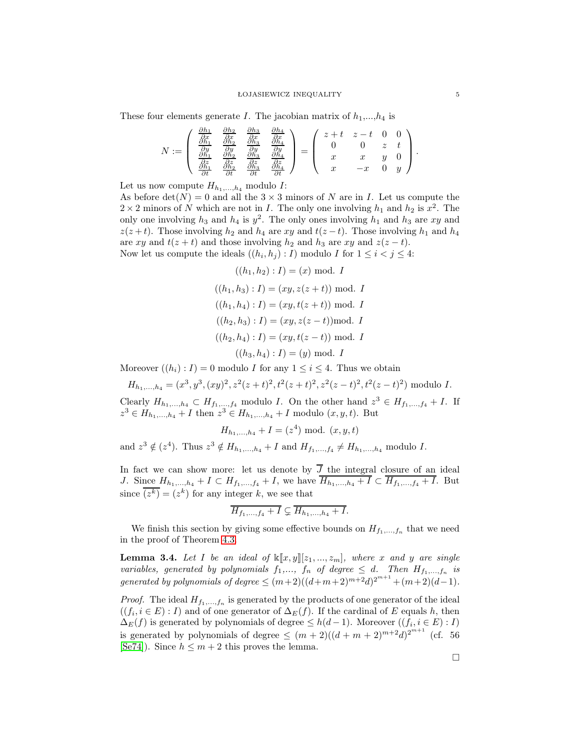These four elements generate $I$. The jacobian matrix of $h_1$,...,$h_4$ is

$$N := \begin{pmatrix} \frac{\partial h_1}{\partial x} & \frac{\partial h_2}{\partial x} & \frac{\partial h_3}{\partial x} & \frac{\partial h_4}{\partial x} \\ \frac{\partial h_1}{\partial y} & \frac{\partial h_2}{\partial y} & \frac{\partial h_3}{\partial y} & \frac{\partial h_4}{\partial y} \\ \frac{\partial h_1}{\partial z} & \frac{\partial h_2}{\partial z} & \frac{\partial h_3}{\partial z} & \frac{\partial h_4}{\partial z} \\ \frac{\partial h_1}{\partial t} & \frac{\partial h_2}{\partial t} & \frac{\partial h_3}{\partial t} & \frac{\partial h_4}{\partial t} \end{pmatrix} = \begin{pmatrix} z+t & z-t & 0 & 0 \\ 0 & 0 & z & t \\ x & x & y & 0 \\ x & -x & 0 & y \end{pmatrix}.$$

Let us now compute $H_{h_1,...,h_4}$ modulo $I$:
As before $\det(N) = 0$ and all the $3\times 3$ minors of $N$ are in $I$. Let us compute the $2\times 2$ minors of $N$ which are not in $I$. The only one involving $h_1$ and $h_2$ is $x^2$. The only one involving $h_3$ and $h_4$ is $y^2$. The only ones involving $h_1$ and $h_3$ are $xy$ and $z(z+t)$. Those involving $h_2$ and $h_4$ are $xy$ and $t(z-t)$. Those involving $h_1$ and $h_4$ are $xy$ and $t(z+t)$ and those involving $h_2$ and $h_3$ are $xy$ and $z(z-t)$.
Now let us compute the ideals $((h_i, h_j) : I)$ modulo $I$ for $1 \leq i < j \leq 4$:

$$((h_1, h_2) : I) = (x) \text{ mod. } I$$

$$((h_1, h_3) : I) = (xy, z(z+t)) \text{ mod. } I$$

$$((h_1, h_4) : I) = (xy, t(z+t)) \text{ mod. } I$$

$$((h_2, h_3) : I) = (xy, z(z-t))\text{mod. } I$$

$$((h_2, h_4) : I) = (xy, t(z-t)) \text{ mod. } I$$

$$((h_3, h_4) : I) = (y) \text{ mod. } I$$

Moreover $((h_i) : I) = 0$ modulo $I$ for any $1 \leq i \leq 4$. Thus we obtain

$$H_{h_1,...,h_4} = (x^3, y^3, (xy)^2, z^2(z+t)^2, t^2(z+t)^2, z^2(z-t)^2, t^2(z-t)^2) \text{ modulo } I.$$

Clearly $H_{h_1,...,h_4} \subset H_{f_1,...,f_4}$ modulo $I$. On the other hand $z^3 \in H_{f_1,...,f_4} + I$. If $z^3 \in H_{h_1,...,h_4} + I$ then $z^3 \in H_{h_1,...,h_4} + I$ modulo $(x, y, t)$. But

$$H_{h_1,...,h_4} + I = (z^4) \text{ mod. } (x, y, t)$$

and $z^3 \notin (z^4)$. Thus $z^3 \notin H_{h_1,...,h_4} + I$ and $H_{f_1,...,f_4} \neq H_{h_1,...,h_4}$ modulo $I$.

In fact we can show more: let us denote by $\overline{J}$ the integral closure of an ideal $J$. Since $H_{h_1,...,h_4} + I \subset H_{f_1,...,f_4} + I$, we have $\overline{H_{h_1,...,h_4} + I} \subset \overline{H_{f_1,...,f_4} + I}$. But since $\overline{(z^k)} = (z^k)$ for any integer $k$, we see that

$$\overline{H_{f_1,...,f_4} + I} \subsetneq \overline{H_{h_1,...,h_4} + I}.$$

We finish this section by giving some effective bounds on $H_{f_1,...,f_n}$ that we need in the proof of Theorem 4.3.

**Lemma 3.4.** *Let $I$ be an ideal of $\Bbbk[\![x, y]\!][z_1, ..., z_m]$, where $x$ and $y$ are single variables, generated by polynomials $f_1$,..., $f_n$ of degree $\leq d$. Then $H_{f_1,...,f_n}$ is generated by polynomials of degree $\leq (m+2)((d+m+2)^{m+2}d)^{2^{m+1}} + (m+2)(d-1)$.*

*Proof.* The ideal $H_{f_1,...,f_n}$ is generated by the products of one generator of the ideal $((f_i, i \in E) : I)$ and of one generator of $\Delta_E(f)$. If the cardinal of $E$ equals $h$, then $\Delta_E(f)$ is generated by polynomials of degree $\leq h(d-1)$. Moreover $((f_i, i \in E) : I)$ is generated by polynomials of degree $\leq (m+2)((d+m+2)^{m+2}d)^{2^{m+1}}$ (cf. 56 [Se74]). Since $h \leq m + 2$ this proves the lemma.

□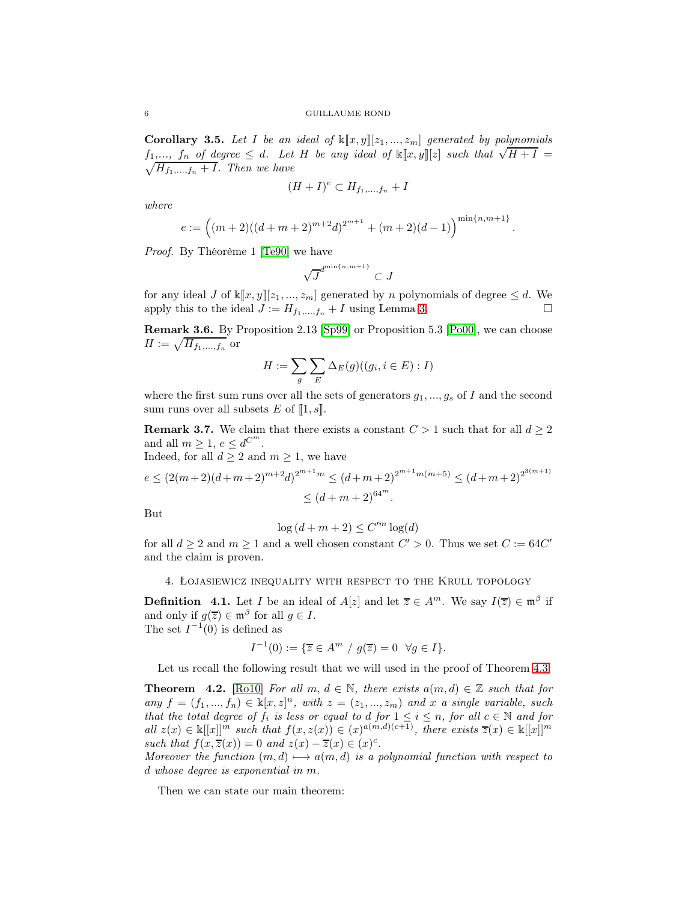**Corollary 3.5.** *Let $I$ be an ideal of $\mathbb{k}[\![x,y]\!][z_1,...,z_m]$ generated by polynomials $f_1$,..., $f_n$ of degree $\leq d$. Let $H$ be any ideal of $\mathbb{k}[\![x,y]\!][z]$ such that $\sqrt{H+I} = \sqrt{H_{f_1,...,f_n}+I}$. Then we have*

$$(H+I)^e \subset H_{f_1,...,f_n} + I$$

*where*

$$e := \Big((m+2)((d+m+2)^{m+2}d)^{2^{m+1}} + (m+2)(d-1)\Big)^{\min\{n,m+1\}}.$$

*Proof.* By Théorème 1 [Te90] we have

$$\sqrt{J}^{d^{\min\{n,m+1\}}} \subset J$$

for any ideal $J$ of $\mathbb{k}[\![x,y]\!][z_1,...,z_m]$ generated by $n$ polynomials of degree $\leq d$. We apply this to the ideal $J := H_{f_1,...,f_n} + I$ using Lemma 3. $\square$

**Remark 3.6.** By Proposition 2.13 [Sp99] or Proposition 5.3 [Po00], we can choose $H := \sqrt{H_{f_1,...,f_n}}$ or

$$H := \sum_g \sum_E \Delta_E(g)((g_i, i\in E) : I)$$

where the first sum runs over all the sets of generators $g_1,...,g_s$ of $I$ and the second sum runs over all subsets $E$ of $[\![1,s]\!]$.

**Remark 3.7.** We claim that there exists a constant $C>1$ such that for all $d\geq 2$ and all $m\geq 1$, $e\leq d^{C^m}$.
Indeed, for all $d\geq 2$ and $m\geq 1$, we have

$$e \leq (2(m+2)(d+m+2)^{m+2}d)^{2^{m+1}m} \leq (d+m+2)^{2^{m+1}m(m+5)} \leq (d+m+2)^{2^{3(m+1)}}$$
$$\leq (d+m+2)^{64^m}.$$

But

$$\log(d+m+2) \leq C'^m \log(d)$$

for all $d\geq 2$ and $m\geq 1$ and a well chosen constant $C'>0$. Thus we set $C := 64C'$ and the claim is proven.

## 4. Łojasiewicz inequality with respect to the Krull topology

**Definition 4.1.** Let $I$ be an ideal of $A[z]$ and let $\overline{z}\in A^m$. We say $I(\overline{z})\in \mathfrak{m}^\beta$ if and only if $g(\overline{z})\in\mathfrak{m}^\beta$ for all $g\in I$.
The set $I^{-1}(0)$ is defined as

$$I^{-1}(0) := \{\overline{z}\in A^m \ / \ g(\overline{z}) = 0 \ \ \forall g\in I\}.$$

Let us recall the following result that we will used in the proof of Theorem 4.3:

**Theorem 4.2.** [Ro10] *For all $m$, $d\in\mathbb{N}$, there exists $a(m,d)\in\mathbb{Z}$ such that for any $f=(f_1,...,f_n)\in\mathbb{k}[x,z]^n$, with $z=(z_1,...,z_m)$ and $x$ a single variable, such that the total degree of $f_i$ is less or equal to $d$ for $1\leq i\leq n$, for all $c\in\mathbb{N}$ and for all $z(x)\in\mathbb{k}[[x]]^m$ such that $f(x,z(x))\in(x)^{a(m,d)(c+1)}$, there exists $\overline{z}(x)\in\mathbb{k}[[x]]^m$ such that $f(x,\overline{z}(x))=0$ and $z(x)-\overline{z}(x)\in(x)^c$.*
*Moreover the function $(m,d)\longmapsto a(m,d)$ is a polynomial function with respect to $d$ whose degree is exponential in $m$.*

Then we can state our main theorem: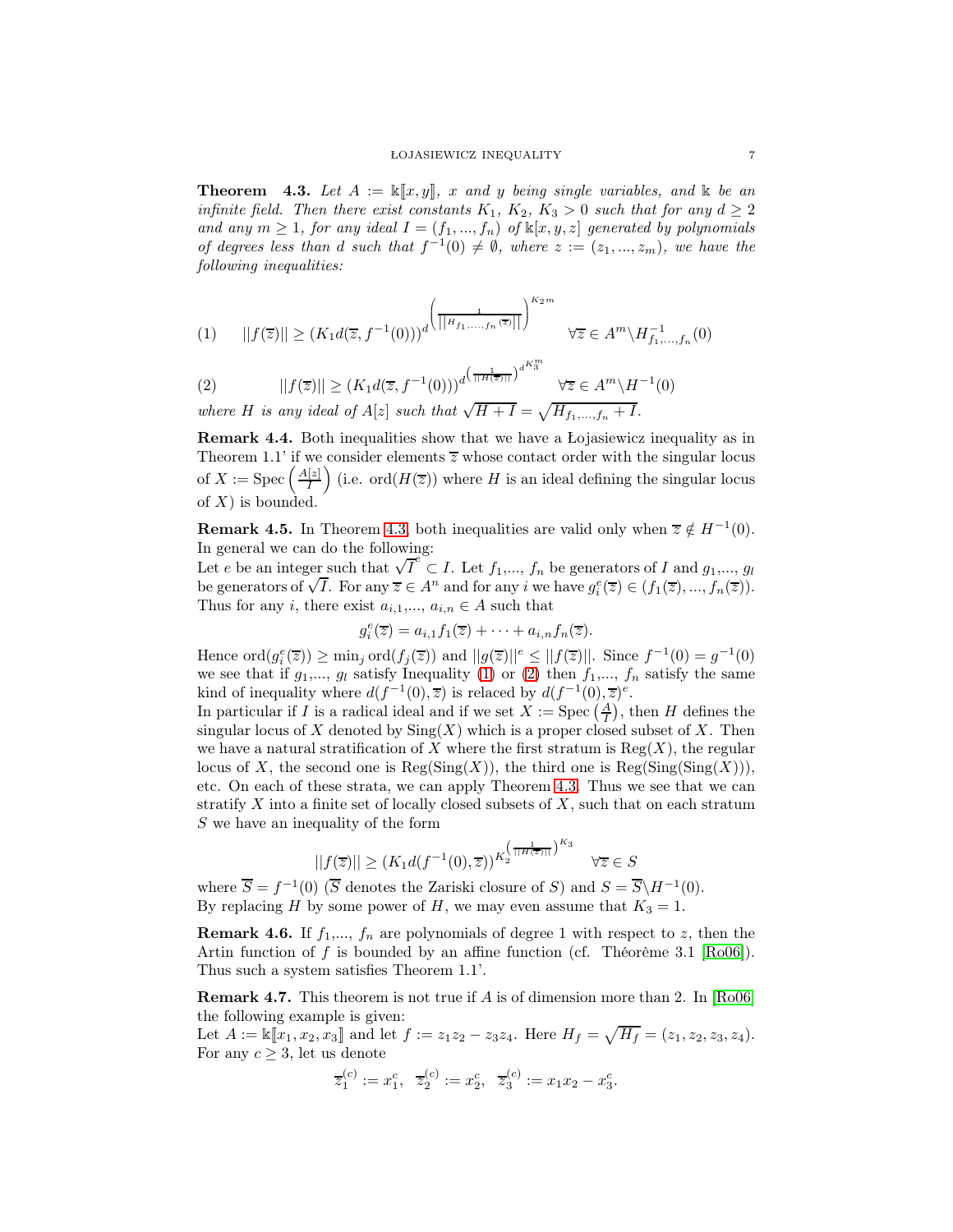**Theorem 4.3.** *Let $A := \mathbb{k}[\![x,y]\!]$, $x$ and $y$ being single variables, and $\mathbb{k}$ be an infinite field. Then there exist constants $K_1$, $K_2$, $K_3 > 0$ such that for any $d \geq 2$ and any $m \geq 1$, for any ideal $I = (f_1, ..., f_n)$ of $\mathbb{k}[x,y,z]$ generated by polynomials of degrees less than $d$ such that $f^{-1}(0) \neq \emptyset$, where $z := (z_1, ..., z_m)$, we have the following inequalities:*

$$(1) \qquad ||f(\overline{z})|| \geq (K_1 d(\overline{z}, f^{-1}(0)))^{d^{\left(\frac{1}{||H_{f_1,...,f_n}(\overline{z})||}\right)^{K_2 m}}} \qquad \forall \overline{z} \in A^m \backslash H^{-1}_{f_1,...,f_n}(0)$$

$$(2) \qquad ||f(\overline{z})|| \geq (K_1 d(\overline{z}, f^{-1}(0)))^{d^{\left(\frac{1}{||H(\overline{z})||}\right)^{d^{K_3^m}}}} \qquad \forall \overline{z} \in A^m \backslash H^{-1}(0)$$

*where $H$ is any ideal of $A[z]$ such that $\sqrt{H+I} = \sqrt{H_{f_1,...,f_n} + I}$.*

**Remark 4.4.** Both inequalities show that we have a Łojasiewicz inequality as in Theorem 1.1' if we consider elements $\overline{z}$ whose contact order with the singular locus of $X := \text{Spec}\left(\frac{A[z]}{I}\right)$ (i.e. $\text{ord}(H(\overline{z}))$ where $H$ is an ideal defining the singular locus of $X$) is bounded.

**Remark 4.5.** In Theorem 4.3, both inequalities are valid only when $\overline{z} \notin H^{-1}(0)$. In general we can do the following:

Let $e$ be an integer such that $\sqrt{I}^e \subset I$. Let $f_1$,..., $f_n$ be generators of $I$ and $g_1$,..., $g_l$ be generators of $\sqrt{I}$. For any $\overline{z} \in A^n$ and for any $i$ we have $g_i^e(\overline{z}) \in (f_1(\overline{z}), ..., f_n(\overline{z}))$. Thus for any $i$, there exist $a_{i,1}$,..., $a_{i,n} \in A$ such that

$$g_i^e(\overline{z}) = a_{i,1} f_1(\overline{z}) + \cdots + a_{i,n} f_n(\overline{z}).$$

Hence $\text{ord}(g_i^e(\overline{z})) \geq \min_j \text{ord}(f_j(\overline{z}))$ and $||g(\overline{z})||^e \leq ||f(\overline{z})||$. Since $f^{-1}(0) = g^{-1}(0)$ we see that if $g_1$,..., $g_l$ satisfy Inequality (1) or (2) then $f_1$,..., $f_n$ satisfy the same kind of inequality where $d(f^{-1}(0), \overline{z})$ is relaced by $d(f^{-1}(0), \overline{z})^e$.

In particular if $I$ is a radical ideal and if we set $X := \text{Spec}\left(\frac{A}{I}\right)$, then $H$ defines the singular locus of $X$ denoted by $\text{Sing}(X)$ which is a proper closed subset of $X$. Then we have a natural stratification of $X$ where the first stratum is $\text{Reg}(X)$, the regular locus of $X$, the second one is $\text{Reg}(\text{Sing}(X))$, the third one is $\text{Reg}(\text{Sing}(\text{Sing}(X)))$, etc. On each of these strata, we can apply Theorem 4.3. Thus we see that we can stratify $X$ into a finite set of locally closed subsets of $X$, such that on each stratum $S$ we have an inequality of the form

$$||f(\overline{z})|| \geq (K_1 d(f^{-1}(0), \overline{z}))^{K_2^{\left(\frac{1}{||H(\overline{z})||}\right)^{K_3}}} \qquad \forall \overline{z} \in S$$

where $\overline{S} = f^{-1}(0)$ ($\overline{S}$ denotes the Zariski closure of $S$) and $S = \overline{S} \backslash H^{-1}(0)$.

By replacing $H$ by some power of $H$, we may even assume that $K_3 = 1$.

**Remark 4.6.** If $f_1$,..., $f_n$ are polynomials of degree 1 with respect to $z$, then the Artin function of $f$ is bounded by an affine function (cf. Théorème 3.1 [Ro06]). Thus such a system satisfies Theorem 1.1'.

**Remark 4.7.** This theorem is not true if $A$ is of dimension more than 2. In [Ro06] the following example is given:

Let $A := \mathbb{k}[\![x_1, x_2, x_3]\!]$ and let $f := z_1 z_2 - z_3 z_4$. Here $H_f = \sqrt{H_f} = (z_1, z_2, z_3, z_4)$. For any $c \geq 3$, let us denote

$$\overline{z}_1^{(c)} := x_1^c, \;\; \overline{z}_2^{(c)} := x_2^c, \;\; \overline{z}_3^{(c)} := x_1 x_2 - x_3^c.$$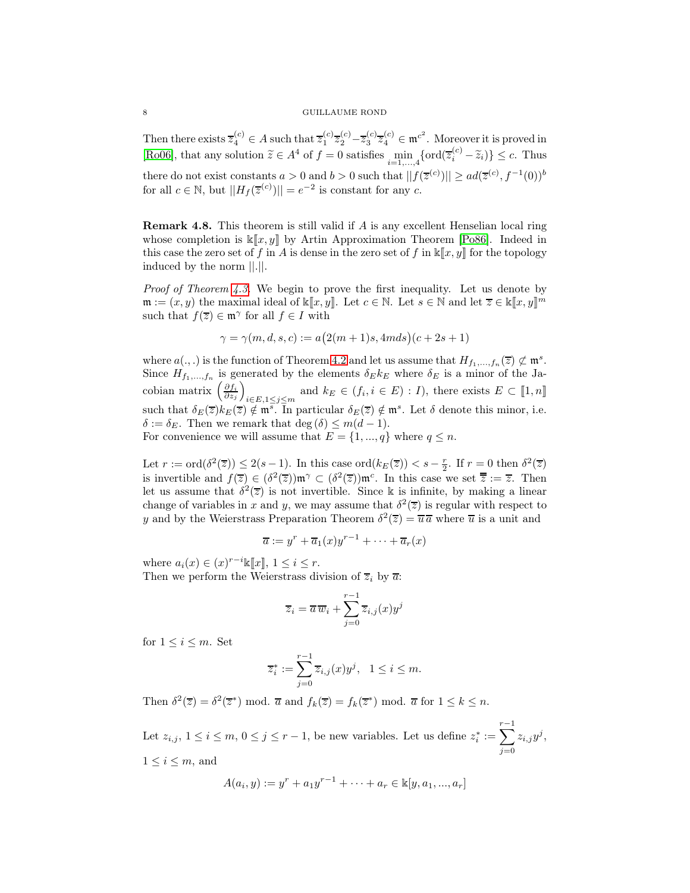Then there exists $\overline{z}_4^{(c)} \in A$ such that $\overline{z}_1^{(c)}\overline{z}_2^{(c)} - \overline{z}_3^{(c)}\overline{z}_4^{(c)} \in \mathfrak{m}^{c^2}$. Moreover it is proved in [Ro06], that any solution $\widetilde{z} \in A^4$ of $f = 0$ satisfies $\min_{i=1,...,4}\{\mathrm{ord}(\overline{z}_i^{(c)} - \widetilde{z}_i)\} \leq c$. Thus there do not exist constants $a > 0$ and $b > 0$ such that $||f(\overline{z}^{(c)})|| \geq ad(\overline{z}^{(c)}, f^{-1}(0))^b$ for all $c \in \mathbb{N}$, but $||H_f(\overline{z}^{(c)})|| = e^{-2}$ is constant for any $c$.

**Remark 4.8.** This theorem is still valid if $A$ is any excellent Henselian local ring whose completion is $\Bbbk[\![x, y]\!]$ by Artin Approximation Theorem [Po86]. Indeed in this case the zero set of $f$ in $A$ is dense in the zero set of $f$ in $\Bbbk[\![x, y]\!]$ for the topology induced by the norm $||.||$.

*Proof of Theorem 4.3.* We begin to prove the first inequality. Let us denote by $\mathfrak{m} := (x, y)$ the maximal ideal of $\Bbbk[\![x, y]\!]$. Let $c \in \mathbb{N}$. Let $s \in \mathbb{N}$ and let $\overline{z} \in \Bbbk[\![x, y]\!]^m$ such that $f(\overline{z}) \in \mathfrak{m}^\gamma$ for all $f \in I$ with

$$\gamma = \gamma(m, d, s, c) := a\big(2(m + 1)s, 4mds\big)(c + 2s + 1)$$

where $a(.,.)$ is the function of Theorem 4.2 and let us assume that $H_{f_1,...,f_n}(\overline{z}) \not\subset \mathfrak{m}^s$. Since $H_{f_1,...,f_n}$ is generated by the elements $\delta_E k_E$ where $\delta_E$ is a minor of the Jacobian matrix $\left(\frac{\partial f_i}{\partial z_j}\right)_{i\in E, 1\leq j\leq m}$ and $k_E \in (f_i, i \in E) : I)$, there exists $E \subset [\![1, n]\!]$ such that $\delta_E(\overline{z})k_E(\overline{z}) \notin \mathfrak{m}^s$. In particular $\delta_E(\overline{z}) \notin \mathfrak{m}^s$. Let $\delta$ denote this minor, i.e. $\delta := \delta_E$. Then we remark that $\deg(\delta) \leq m(d - 1)$.
For convenience we will assume that $E = \{1, ..., q\}$ where $q \leq n$.

Let $r := \mathrm{ord}(\delta^2(\overline{z})) \leq 2(s - 1)$. In this case $\mathrm{ord}(k_E(\overline{z})) < s - \frac{r}{2}$. If $r = 0$ then $\delta^2(\overline{z})$ is invertible and $f(\overline{z}) \in (\delta^2(\overline{z}))\mathfrak{m}^\gamma \subset (\delta^2(\overline{z}))\mathfrak{m}^c$. In this case we set $\overline{\overline{z}} := \overline{z}$. Then let us assume that $\delta^2(\overline{z})$ is not invertible. Since $\Bbbk$ is infinite, by making a linear change of variables in $x$ and $y$, we may assume that $\delta^2(\overline{z})$ is regular with respect to $y$ and by the Weierstrass Preparation Theorem $\delta^2(\overline{z}) = \overline{u}\,\overline{a}$ where $\overline{u}$ is a unit and

$$\overline{a} := y^r + \overline{a}_1(x)y^{r-1} + \cdots + \overline{a}_r(x)$$

where $a_i(x) \in (x)^{r-i}\Bbbk[\![x]\!]$, $1 \leq i \leq r$.
Then we perform the Weierstrass division of $\overline{z}_i$ by $\overline{a}$:

$$\overline{z}_i = \overline{a}\,\overline{w}_i + \sum_{j=0}^{r-1} \overline{z}_{i,j}(x)y^j$$

for $1 \leq i \leq m$. Set

$$\overline{z}_i^* := \sum_{j=0}^{r-1} \overline{z}_{i,j}(x)y^j, \quad 1 \leq i \leq m.$$

Then $\delta^2(\overline{z}) = \delta^2(\overline{z}^*)$ mod. $\overline{a}$ and $f_k(\overline{z}) = f_k(\overline{z}^*)$ mod. $\overline{a}$ for $1 \leq k \leq n$.

Let $z_{i,j}$, $1 \leq i \leq m$, $0 \leq j \leq r - 1$, be new variables. Let us define $z_i^* := \sum_{j=0}^{r-1} z_{i,j}y^j$, $1 \leq i \leq m$, and

$$A(a_i, y) := y^r + a_1y^{r-1} + \cdots + a_r \in \Bbbk[y, a_1, ..., a_r]$$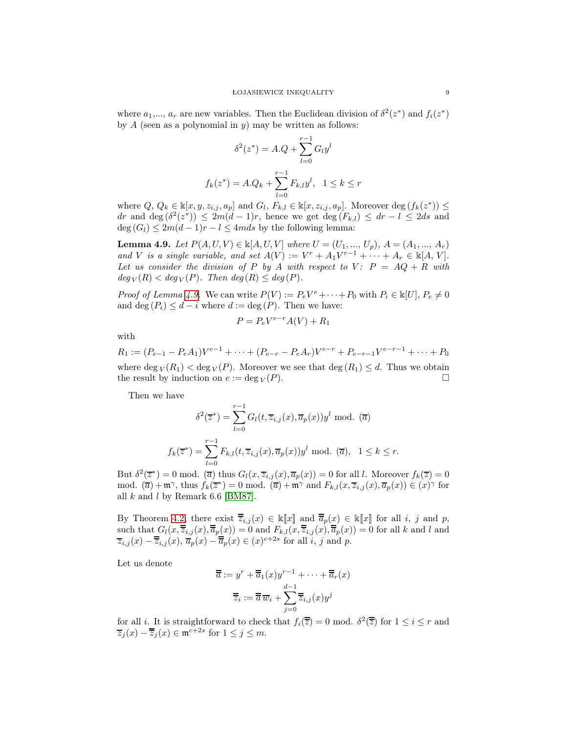where $a_1$,..., $a_r$ are new variables. Then the Euclidean division of $\delta^2(z^*)$ and $f_i(z^*)$ by $A$ (seen as a polynomial in $y$) may be written as follows:

$$\delta^2(z^*) = A.Q + \sum_{l=0}^{r-1} G_l y^l$$

$$f_k(z^*) = A.Q_k + \sum_{l=0}^{r-1} F_{k,l} y^l, \quad 1 \leq k \leq r$$

where $Q$, $Q_k \in \Bbbk[x, y, z_{i,j}, a_p]$ and $G_l$, $F_{k,l} \in \Bbbk[x, z_{i,j}, a_p]$. Moreover $\deg(f_k(z^*)) \leq dr$ and $\deg(\delta^2(z^*)) \leq 2m(d-1)r$, hence we get $\deg(F_{k,l}) \leq dr - l \leq 2ds$ and $\deg(G_l) \leq 2m(d-1)r - l \leq 4mds$ by the following lemma:

**Lemma 4.9.** *Let $P(A, U, V) \in \Bbbk[A, U, V]$ where $U = (U_1, ..., U_p)$, $A = (A_1, ..., A_r)$ and $V$ is a single variable, and set $A(V) := V^r + A_1 V^{r-1} + \cdots + A_r \in \Bbbk[A, V]$. Let us consider the division of $P$ by $A$ with respect to $V$: $P = AQ + R$ with $deg_V(R) < deg_V(P)$. Then $deg(R) \leq deg(P)$.*

*Proof of Lemma 4.9.* We can write $P(V) := P_e V^e + \cdots + P_0$ with $P_i \in \Bbbk[U]$, $P_e \neq 0$ and $\deg(P_i) \leq d - i$ where $d := \deg(P)$. Then we have:

$$P = P_e V^{e-r} A(V) + R_1$$

with

$$R_1 := (P_{e-1} - P_e A_1)V^{e-1} + \cdots + (P_{e-r} - P_e A_r)V^{e-r} + P_{e-r-1}V^{e-r-1} + \cdots + P_0$$

where $\deg_V(R_1) < \deg_V(P)$. Moreover we see that $\deg(R_1) \leq d$. Thus we obtain the result by induction on $e := \deg_V(P)$. $\square$

Then we have

$$\delta^2(\overline{z}^*) = \sum_{l=0}^{r-1} G_l(t, \overline{z}_{i,j}(x), \overline{a}_p(x)) y^l \text{ mod. } (\overline{a})$$

$$f_k(\overline{z}^*) = \sum_{l=0}^{r-1} F_{k,l}(t, \overline{z}_{i,j}(x), \overline{a}_p(x)) y^l \text{ mod. } (\overline{a}), \quad 1 \leq k \leq r.$$

But $\delta^2(\overline{z}^*) = 0$ mod. $(\overline{a})$ thus $G_l(x, \overline{z}_{i,j}(x), \overline{a}_p(x)) = 0$ for all $l$. Moreover $f_k(\overline{z}) = 0$ mod. $(\overline{a}) + \mathfrak{m}^\gamma$, thus $f_k(\overline{z}^*) = 0$ mod. $(\overline{a}) + \mathfrak{m}^\gamma$ and $F_{k,l}(x, \overline{z}_{i,j}(x), \overline{a}_p(x)) \in (x)^\gamma$ for all $k$ and $l$ by Remark 6.6 [BM87].

By Theorem 4.2, there exist $\overline{\overline{z}}_{i,j}(x) \in \Bbbk[\![x]\!]$ and $\overline{\overline{a}}_p(x) \in \Bbbk[\![x]\!]$ for all $i$, $j$ and $p$, such that $G_l(x, \overline{\overline{z}}_{i,j}(x), \overline{\overline{a}}_p(x)) = 0$ and $F_{k,l}(x, \overline{\overline{z}}_{i,j}(x), \overline{\overline{a}}_p(x)) = 0$ for all $k$ and $l$ and $\overline{z}_{i,j}(x) - \overline{\overline{z}}_{i,j}(x)$, $\overline{a}_p(x) - \overline{\overline{a}}_p(x) \in (x)^{c+2s}$ for all $i$, $j$ and $p$.

Let us denote

$$\overline{\overline{a}} := y^r + \overline{\overline{a}}_1(x) y^{r-1} + \cdots + \overline{\overline{a}}_r(x)$$

$$\overline{\overline{z}}_i := \overline{\overline{a}}\, \overline{w}_i + \sum_{j=0}^{d-1} \overline{\overline{z}}_{i,j}(x) y^j$$

for all $i$. It is straightforward to check that $f_i(\overline{\overline{z}}) = 0$ mod. $\delta^2(\overline{\overline{z}})$ for $1 \leq i \leq r$ and $\overline{z}_j(x) - \overline{\overline{z}}_j(x) \in \mathfrak{m}^{c+2s}$ for $1 \leq j \leq m$.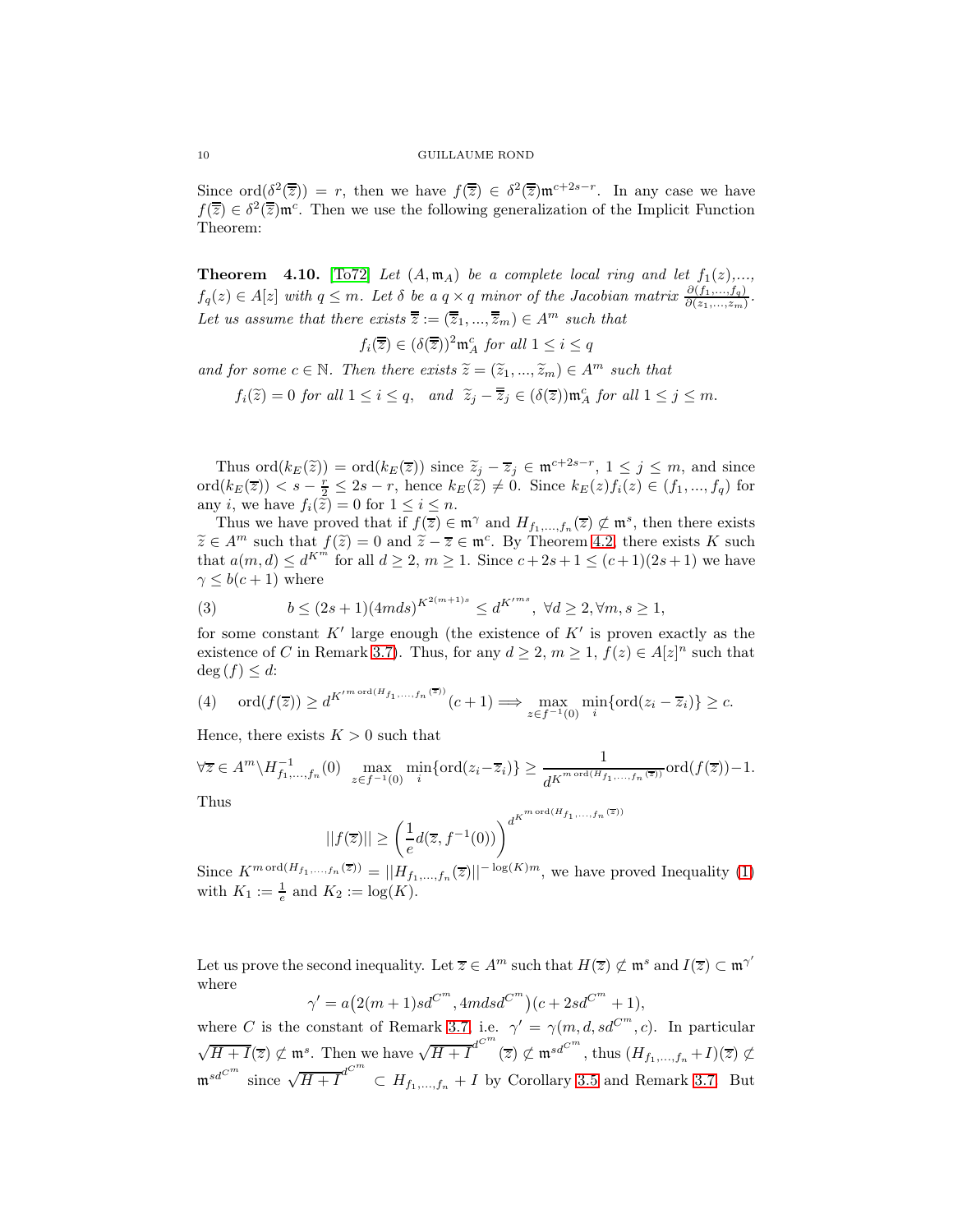Since $\mathrm{ord}(\delta^2(\overline{\overline{z}})) = r$, then we have $f(\overline{\overline{z}}) \in \delta^2(\overline{\overline{z}})\mathfrak{m}^{c+2s-r}$. In any case we have $f(\overline{\overline{z}}) \in \delta^2(\overline{\overline{z}})\mathfrak{m}^c$. Then we use the following generalization of the Implicit Function Theorem:

**Theorem 4.10.** [To72] *Let $(A, \mathfrak{m}_A)$ be a complete local ring and let $f_1(z),..., f_q(z) \in A[z]$ with $q \leq m$. Let $\delta$ be a $q \times q$ minor of the Jacobian matrix $\frac{\partial(f_1,...,f_q)}{\partial(z_1,...,z_m)}$. Let us assume that there exists $\overline{\overline{z}} := (\overline{\overline{z}}_1, ..., \overline{\overline{z}}_m) \in A^m$ such that*

$$f_i(\overline{\overline{z}}) \in (\delta(\overline{\overline{z}}))^2\mathfrak{m}_A^c \text{ for all } 1 \leq i \leq q$$

*and for some $c \in \mathbb{N}$. Then there exists $\widetilde{z} = (\widetilde{z}_1, ..., \widetilde{z}_m) \in A^m$ such that*

$$f_i(\widetilde{z}) = 0 \text{ for all } 1 \leq i \leq q, \quad \text{and } \ \widetilde{z}_j - \overline{\overline{z}}_j \in (\delta(\overline{z}))\mathfrak{m}_A^c \text{ for all } 1 \leq j \leq m.$$

Thus $\mathrm{ord}(k_E(\widetilde{z})) = \mathrm{ord}(k_E(\overline{z}))$ since $\widetilde{z}_j - \overline{z}_j \in \mathfrak{m}^{c+2s-r}$, $1 \leq j \leq m$, and since $\mathrm{ord}(k_E(\overline{z})) < s - \frac{r}{2} \leq 2s - r$, hence $k_E(\widetilde{z}) \neq 0$. Since $k_E(z)f_i(z) \in (f_1, ..., f_q)$ for any $i$, we have $f_i(\widetilde{z}) = 0$ for $1 \leq i \leq n$.

Thus we have proved that if $f(\overline{z}) \in \mathfrak{m}^\gamma$ and $H_{f_1,...,f_n}(\overline{z}) \not\subset \mathfrak{m}^s$, then there exists $\widetilde{z} \in A^m$ such that $f(\widetilde{z}) = 0$ and $\widetilde{z} - \overline{z} \in \mathfrak{m}^c$. By Theorem 4.2, there exists $K$ such that $a(m, d) \leq d^{K^m}$ for all $d \geq 2$, $m \geq 1$. Since $c + 2s + 1 \leq (c+1)(2s+1)$ we have $\gamma \leq b(c+1)$ where

$$b \leq (2s+1)(4mds)^{K^{2(m+1)s}} \leq d^{K'^{ms}}, \ \forall d \geq 2, \forall m, s \geq 1, \tag{3}$$

for some constant $K'$ large enough (the existence of $K'$ is proven exactly as the existence of $C$ in Remark 3.7). Thus, for any $d \geq 2$, $m \geq 1$, $f(z) \in A[z]^n$ such that $\deg(f) \leq d$:

$$\mathrm{ord}(f(\overline{z})) \geq d^{K'^{m\,\mathrm{ord}(H_{f_1,...,f_n}(\overline{z}))}}(c+1) \Longrightarrow \max_{z \in f^{-1}(0)} \min_i\{\mathrm{ord}(z_i - \overline{z}_i)\} \geq c. \tag{4}$$

Hence, there exists $K > 0$ such that

$$\forall \overline{z} \in A^m \backslash H^{-1}_{f_1,...,f_n}(0) \quad \max_{z \in f^{-1}(0)} \min_i\{\mathrm{ord}(z_i - \overline{z}_i)\} \geq \frac{1}{d^{K^{m\,\mathrm{ord}(H_{f_1,...,f_n}(\overline{z}))}}}\mathrm{ord}(f(\overline{z})) - 1.$$

Thus

$$||f(\overline{z})|| \geq \left(\frac{1}{e}d(\overline{z}, f^{-1}(0))\right)^{d^{K^{m\,\mathrm{ord}(H_{f_1,...,f_n}(\overline{z}))}}}$$

Since $K^{m\,\mathrm{ord}(H_{f_1,...,f_n}(\overline{z}))} = ||H_{f_1,...,f_n}(\overline{z})||^{-\log(K)m}$, we have proved Inequality (1) with $K_1 := \frac{1}{e}$ and $K_2 := \log(K)$.

Let us prove the second inequality. Let $\overline{z} \in A^m$ such that $H(\overline{z}) \not\subset \mathfrak{m}^s$ and $I(\overline{z}) \subset \mathfrak{m}^{\gamma'}$ where

$$\gamma' = a\big(2(m+1)sd^{C^m}, 4mdsd^{C^m}\big)(c + 2sd^{C^m} + 1),$$

where $C$ is the constant of Remark 3.7, i.e. $\gamma' = \gamma(m, d, sd^{C^m}, c)$. In particular $\sqrt{H+I}(\overline{z}) \not\subset \mathfrak{m}^s$. Then we have $\sqrt{H+I}^{d^{C^m}}(\overline{z}) \not\subset \mathfrak{m}^{sd^{C^m}}$, thus $(H_{f_1,...,f_n} + I)(\overline{z}) \not\subset \mathfrak{m}^{sd^{C^m}}$ since $\sqrt{H+I}^{d^{C^m}} \subset H_{f_1,...,f_n} + I$ by Corollary 3.5 and Remark 3.7. But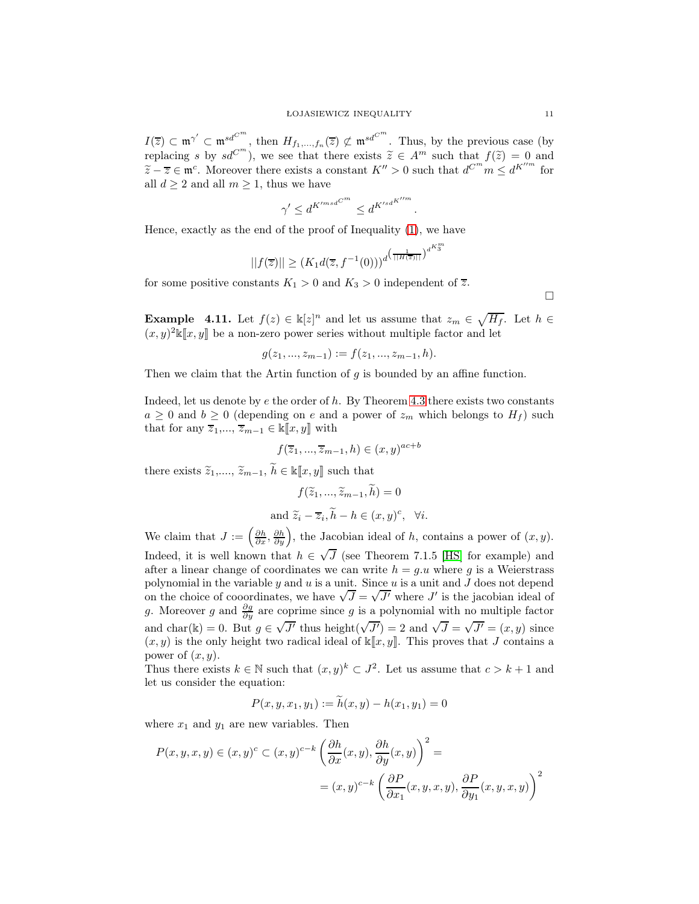$I(\overline{z}) \subset \mathfrak{m}^{\gamma'} \subset \mathfrak{m}^{sd^{C^m}}$, then $H_{f_1,\dots,f_n}(\overline{z}) \not\subset \mathfrak{m}^{sd^{C^m}}$. Thus, by the previous case (by replacing $s$ by $sd^{C^m}$), we see that there exists $\widetilde{z} \in A^m$ such that $f(\widetilde{z}) = 0$ and $\widetilde{z} - \overline{z} \in \mathfrak{m}^c$. Moreover there exists a constant $K'' > 0$ such that $d^{C^m} m \leq d^{K''m}$ for all $d \geq 2$ and all $m \geq 1$, thus we have

$$\gamma' \leq d^{K'^m s d^{C^m}} \leq d^{K' s d^{K''m}}.$$

Hence, exactly as the end of the proof of Inequality (1), we have

$$||f(\overline{z})|| \geq (K_1 d(\overline{z}, f^{-1}(0)))^{d^{\left(\frac{1}{||H(\overline{z})||}\right)^{d^{K_3^m}}}}$$

for some positive constants $K_1 > 0$ and $K_3 > 0$ independent of $\overline{z}$.

□

**Example 4.11.** Let $f(z) \in \Bbbk[z]^n$ and let us assume that $z_m \in \sqrt{H_f}$. Let $h \in (x,y)^2 \Bbbk[\![x,y]\!]$ be a non-zero power series without multiple factor and let

$$g(z_1, \dots, z_{m-1}) := f(z_1, \dots, z_{m-1}, h).$$

Then we claim that the Artin function of $g$ is bounded by an affine function.

Indeed, let us denote by $e$ the order of $h$. By Theorem 4.3 there exists two constants $a \geq 0$ and $b \geq 0$ (depending on $e$ and a power of $z_m$ which belongs to $H_f$) such that for any $\overline{z}_1, \dots, \overline{z}_{m-1} \in \Bbbk[\![x,y]\!]$ with

$$f(\overline{z}_1, \dots, \overline{z}_{m-1}, h) \in (x,y)^{ac+b}$$

there exists $\widetilde{z}_1, \dots, \widetilde{z}_{m-1}, \widetilde{h} \in \Bbbk[\![x,y]\!]$ such that

$$f(\widetilde{z}_1, \dots, \widetilde{z}_{m-1}, \widetilde{h}) = 0$$

$$\text{and } \widetilde{z}_i - \overline{z}_i, \widetilde{h} - h \in (x,y)^c, \quad \forall i.$$

We claim that $J := \left(\frac{\partial h}{\partial x}, \frac{\partial h}{\partial y}\right)$, the Jacobian ideal of $h$, contains a power of $(x,y)$. Indeed, it is well known that $h \in \sqrt{J}$ (see Theorem 7.1.5 [HS] for example) and after a linear change of coordinates we can write $h = g.u$ where $g$ is a Weierstrass polynomial in the variable $y$ and $u$ is a unit. Since $u$ is a unit and $J$ does not depend on the choice of cooordinates, we have $\sqrt{J} = \sqrt{J'}$ where $J'$ is the jacobian ideal of $g$. Moreover $g$ and $\frac{\partial g}{\partial y}$ are coprime since $g$ is a polynomial with no multiple factor and char($\Bbbk$) = 0. But $g \in \sqrt{J'}$ thus height($\sqrt{J'}$) = 2 and $\sqrt{J} = \sqrt{J'} = (x,y)$ since $(x,y)$ is the only height two radical ideal of $\Bbbk[\![x,y]\!]$. This proves that $J$ contains a power of $(x,y)$.

Thus there exists $k \in \mathbb{N}$ such that $(x,y)^k \subset J^2$. Let us assume that $c > k+1$ and let us consider the equation:

$$P(x,y,x_1,y_1) := \widetilde{h}(x,y) - h(x_1,y_1) = 0$$

where $x_1$ and $y_1$ are new variables. Then

$$P(x,y,x,y) \in (x,y)^c \subset (x,y)^{c-k} \left(\frac{\partial h}{\partial x}(x,y), \frac{\partial h}{\partial y}(x,y)\right)^2 =$$

$$= (x,y)^{c-k} \left(\frac{\partial P}{\partial x_1}(x,y,x,y), \frac{\partial P}{\partial y_1}(x,y,x,y)\right)^2$$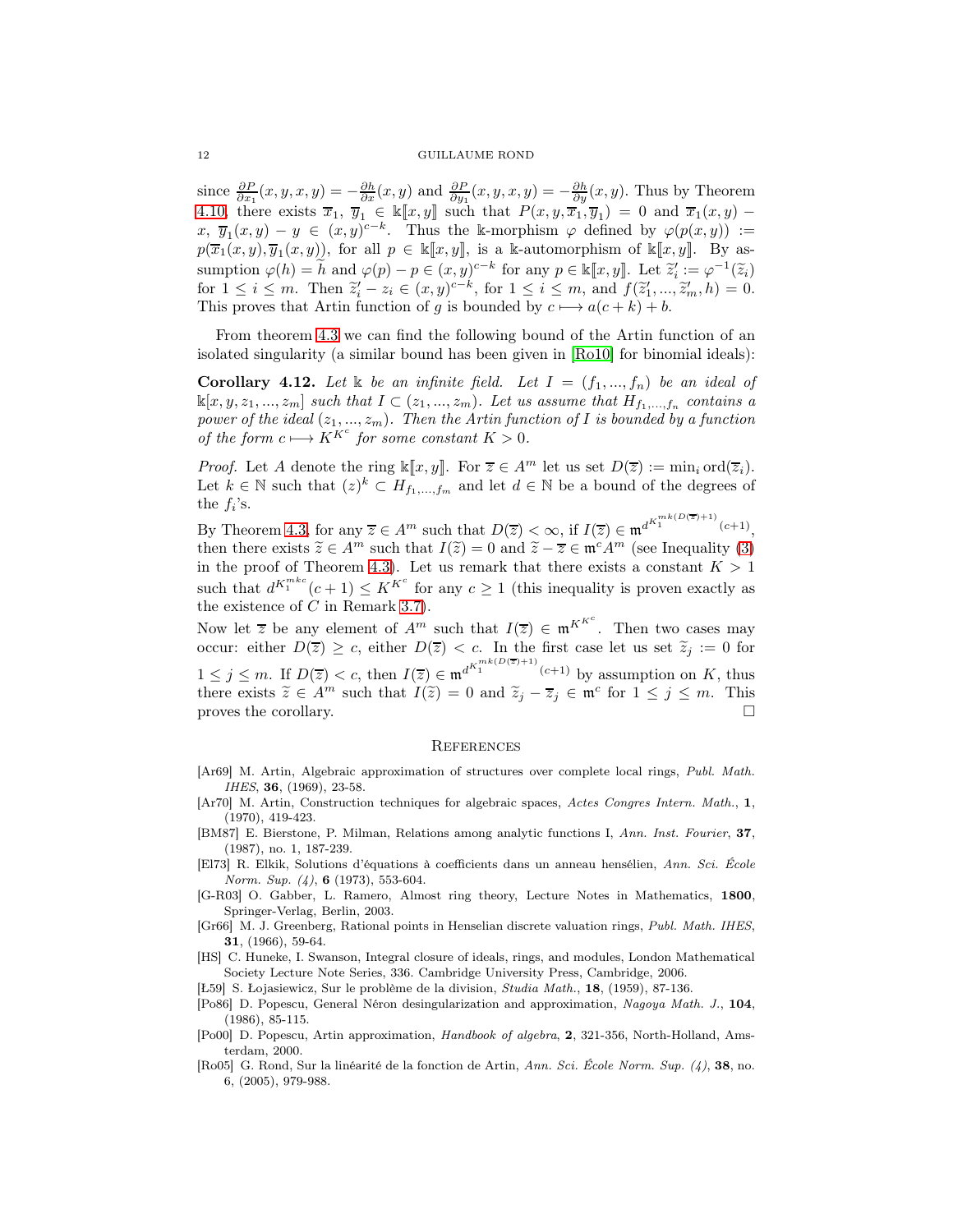since $\frac{\partial P}{\partial x_1}(x,y,x,y) = -\frac{\partial h}{\partial x}(x,y)$ and $\frac{\partial P}{\partial y_1}(x,y,x,y) = -\frac{\partial h}{\partial y}(x,y)$. Thus by Theorem 4.10, there exists $\overline{x}_1,\ \overline{y}_1 \in \mathbb{k}[\![x,y]\!]$ such that $P(x,y,\overline{x}_1,\overline{y}_1) = 0$ and $\overline{x}_1(x,y) - x,\ \overline{y}_1(x,y) - y \in (x,y)^{c-k}$. Thus the $\mathbb{k}$-morphism $\varphi$ defined by $\varphi(p(x,y)) := p(\overline{x}_1(x,y), \overline{y}_1(x,y))$, for all $p \in \mathbb{k}[\![x,y]\!]$, is a $\mathbb{k}$-automorphism of $\mathbb{k}[\![x,y]\!]$. By assumption $\varphi(h) = \widetilde{h}$ and $\varphi(p) - p \in (x,y)^{c-k}$ for any $p \in \mathbb{k}[\![x,y]\!]$. Let $\widetilde{z}'_i := \varphi^{-1}(\widetilde{z}_i)$ for $1 \leq i \leq m$. Then $\widetilde{z}'_i - z_i \in (x,y)^{c-k}$, for $1 \leq i \leq m$, and $f(\widetilde{z}'_1, ..., \widetilde{z}'_m, h) = 0$. This proves that Artin function of $g$ is bounded by $c \longmapsto a(c+k) + b$.

From theorem 4.3 we can find the following bound of the Artin function of an isolated singularity (a similar bound has been given in [Ro10] for binomial ideals):

**Corollary 4.12.** *Let $\mathbb{k}$ be an infinite field. Let $I = (f_1, ..., f_n)$ be an ideal of $\mathbb{k}[x, y, z_1, ..., z_m]$ such that $I \subset (z_1, ..., z_m)$. Let us assume that $H_{f_1,...,f_n}$ contains a power of the ideal $(z_1, ..., z_m)$. Then the Artin function of $I$ is bounded by a function of the form $c \longmapsto K^{K^c}$ for some constant $K > 0$.*

*Proof.* Let $A$ denote the ring $\mathbb{k}[\![x,y]\!]$. For $\overline{z} \in A^m$ let us set $D(\overline{z}) := \min_i \operatorname{ord}(\overline{z}_i)$. Let $k \in \mathbb{N}$ such that $(z)^k \subset H_{f_1,...,f_m}$ and let $d \in \mathbb{N}$ be a bound of the degrees of the $f_i$'s.

By Theorem 4.3, for any $\overline{z} \in A^m$ such that $D(\overline{z}) < \infty$, if $I(\overline{z}) \in \mathfrak{m}^{d^{K_1^{mk(D(\overline{z})+1)}}(c+1)}$, then there exists $\widetilde{z} \in A^m$ such that $I(\widetilde{z}) = 0$ and $\widetilde{z} - \overline{z} \in \mathfrak{m}^c A^m$ (see Inequality (3) in the proof of Theorem 4.3). Let us remark that there exists a constant $K > 1$ such that $d^{K_1^{mkc}}(c+1) \leq K^{K^c}$ for any $c \geq 1$ (this inequality is proven exactly as the existence of $C$ in Remark 3.7).

Now let $\overline{z}$ be any element of $A^m$ such that $I(\overline{z}) \in \mathfrak{m}^{K^{K^c}}$. Then two cases may occur: either $D(\overline{z}) \geq c$, either $D(\overline{z}) < c$. In the first case let us set $\widetilde{z}_j := 0$ for $1 \leq j \leq m$. If $D(\overline{z}) < c$, then $I(\overline{z}) \in \mathfrak{m}^{d^{K_1^{mk(D(\overline{z})+1)}}(c+1)}$ by assumption on $K$, thus there exists $\widetilde{z} \in A^m$ such that $I(\widetilde{z}) = 0$ and $\widetilde{z}_j - \overline{z}_j \in \mathfrak{m}^c$ for $1 \leq j \leq m$. This proves the corollary. $\square$

## References

[Ar69] M. Artin, Algebraic approximation of structures over complete local rings, *Publ. Math. IHES*, **36**, (1969), 23-58.

[Ar70] M. Artin, Construction techniques for algebraic spaces, *Actes Congres Intern. Math.*, **1**, (1970), 419-423.

[BM87] E. Bierstone, P. Milman, Relations among analytic functions I, *Ann. Inst. Fourier*, **37**, (1987), no. 1, 187-239.

[El73] R. Elkik, Solutions d'équations à coefficients dans un anneau hensélien, *Ann. Sci. École Norm. Sup. (4)*, **6** (1973), 553-604.

[G-R03] O. Gabber, L. Ramero, Almost ring theory, Lecture Notes in Mathematics, **1800**, Springer-Verlag, Berlin, 2003.

[Gr66] M. J. Greenberg, Rational points in Henselian discrete valuation rings, *Publ. Math. IHES*, **31**, (1966), 59-64.

[HS] C. Huneke, I. Swanson, Integral closure of ideals, rings, and modules, London Mathematical Society Lecture Note Series, 336. Cambridge University Press, Cambridge, 2006.

[Ł59] S. Łojasiewicz, Sur le problème de la division, *Studia Math.*, **18**, (1959), 87-136.

[Po86] D. Popescu, General Néron desingularization and approximation, *Nagoya Math. J.*, **104**, (1986), 85-115.

[Po00] D. Popescu, Artin approximation, *Handbook of algebra*, **2**, 321-356, North-Holland, Amsterdam, 2000.

[Ro05] G. Rond, Sur la linéarité de la fonction de Artin, *Ann. Sci. École Norm. Sup. (4)*, **38**, no. 6, (2005), 979-988.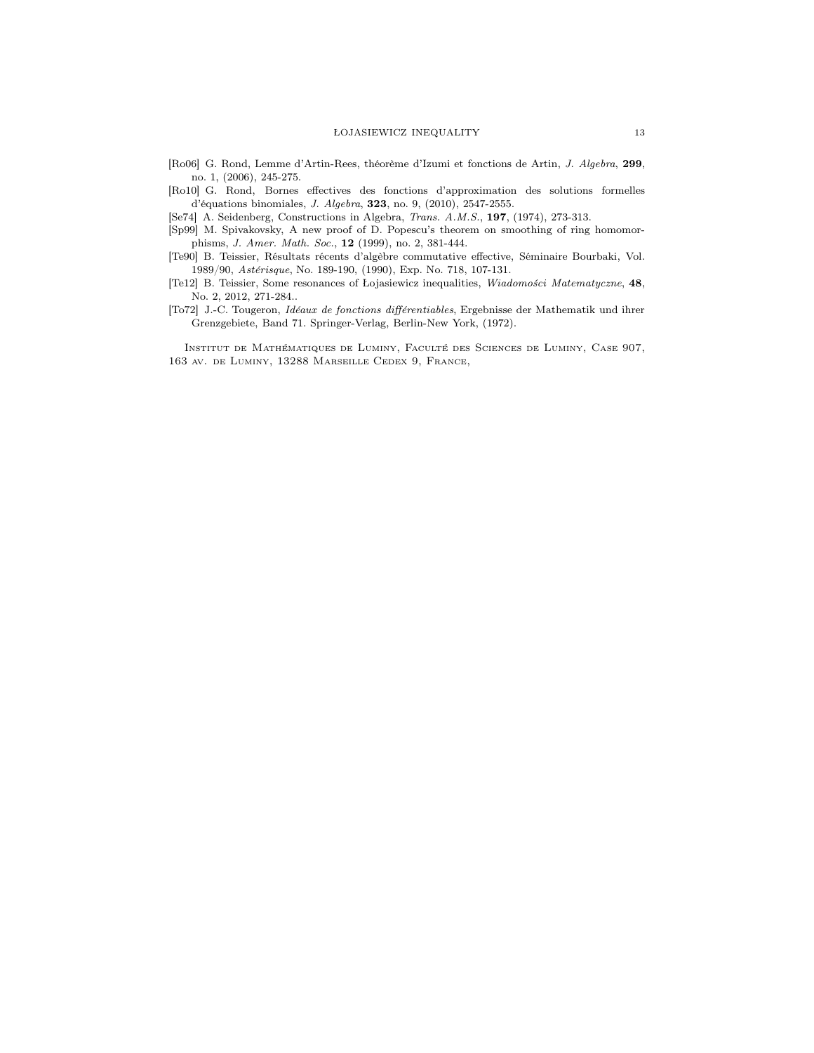[Ro06] G. Rond, Lemme d'Artin-Rees, théorème d'Izumi et fonctions de Artin, *J. Algebra*, **299**, no. 1, (2006), 245-275.

[Ro10] G. Rond, Bornes effectives des fonctions d'approximation des solutions formelles d'équations binomiales, *J. Algebra*, **323**, no. 9, (2010), 2547-2555.

[Se74] A. Seidenberg, Constructions in Algebra, *Trans. A.M.S.*, **197**, (1974), 273-313.

[Sp99] M. Spivakovsky, A new proof of D. Popescu's theorem on smoothing of ring homomorphisms, *J. Amer. Math. Soc.*, **12** (1999), no. 2, 381-444.

[Te90] B. Teissier, Résultats récents d'algèbre commutative effective, Séminaire Bourbaki, Vol. 1989/90, *Astérisque*, No. 189-190, (1990), Exp. No. 718, 107-131.

[Te12] B. Teissier, Some resonances of Łojasiewicz inequalities, *Wiadomości Matematyczne*, **48**, No. 2, 2012, 271-284..

[To72] J.-C. Tougeron, *Idéaux de fonctions différentiables*, Ergebnisse der Mathematik und ihrer Grenzgebiete, Band 71. Springer-Verlag, Berlin-New York, (1972).

Institut de Mathématiques de Luminy, Faculté des Sciences de Luminy, Case 907, 163 av. de Luminy, 13288 Marseille Cedex 9, France,